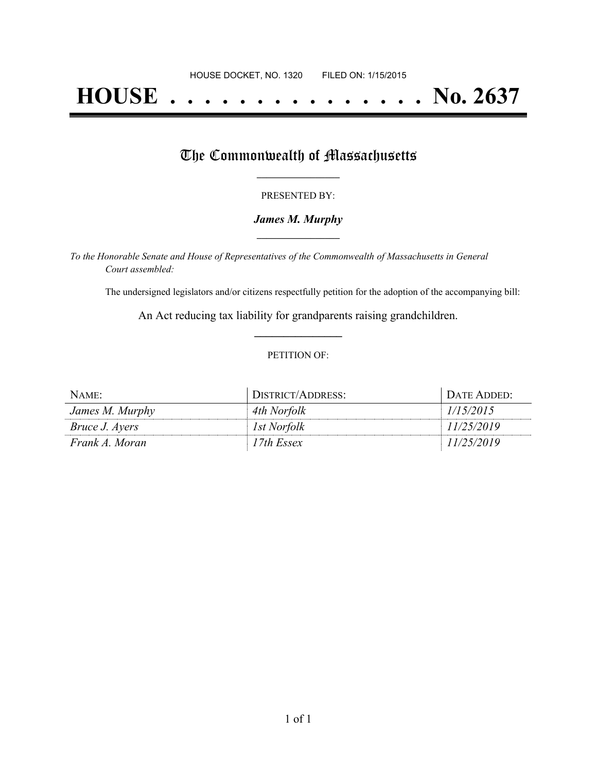HOUSE DOCKET, NO. 1320 FILED ON: 1/15/2015

# HOUSE . . . . . . . . . . . . . . . No. 2637

## The Commonwealth of Massachusetts

PRESENTED BY:

***James M. Murphy***

*To the Honorable Senate and House of Representatives of the Commonwealth of Massachusetts in General Court assembled:*

The undersigned legislators and/or citizens respectfully petition for the adoption of the accompanying bill:

An Act reducing tax liability for grandparents raising grandchildren.

PETITION OF:

| NAME: | DISTRICT/ADDRESS: | DATE ADDED: |
| --- | --- | --- |
| *James M. Murphy* | *4th Norfolk* | *1/15/2015* |
| *Bruce J. Ayers* | *1st Norfolk* | *11/25/2019* |
| *Frank A. Moran* | *17th Essex* | *11/25/2019* |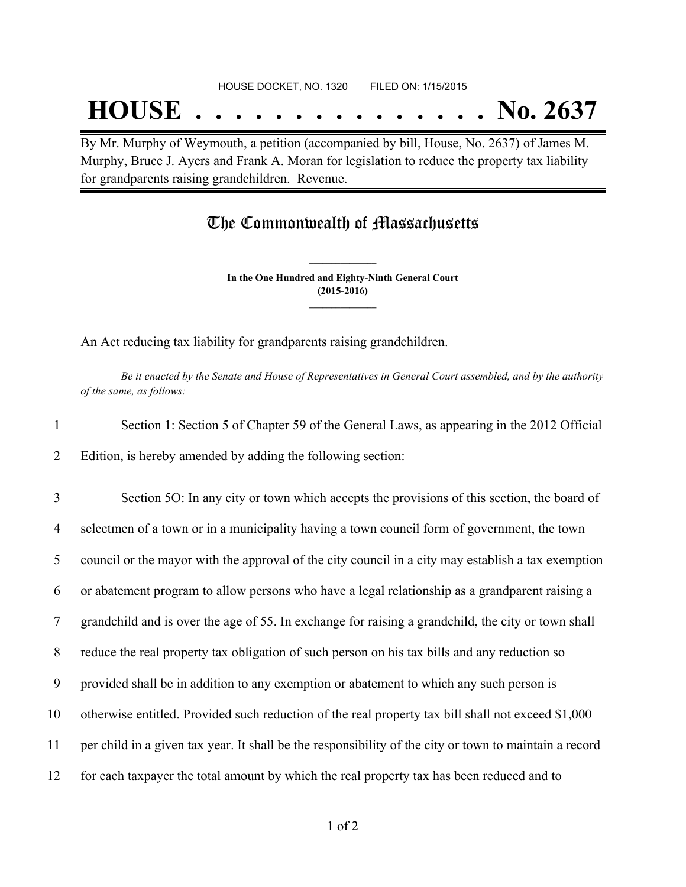HOUSE DOCKET, NO. 1320 FILED ON: 1/15/2015

# HOUSE . . . . . . . . . . . . . . . No. 2637

By Mr. Murphy of Weymouth, a petition (accompanied by bill, House, No. 2637) of James M. Murphy, Bruce J. Ayers and Frank A. Moran for legislation to reduce the property tax liability for grandparents raising grandchildren. Revenue.

## The Commonwealth of Massachusetts

**In the One Hundred and Eighty-Ninth General Court**
**(2015-2016)**

An Act reducing tax liability for grandparents raising grandchildren.

*Be it enacted by the Senate and House of Representatives in General Court assembled, and by the authority of the same, as follows:*

1 Section 1: Section 5 of Chapter 59 of the General Laws, as appearing in the 2012 Official
2 Edition, is hereby amended by adding the following section:

3 Section 5O: In any city or town which accepts the provisions of this section, the board of
4 selectmen of a town or in a municipality having a town council form of government, the town
5 council or the mayor with the approval of the city council in a city may establish a tax exemption
6 or abatement program to allow persons who have a legal relationship as a grandparent raising a
7 grandchild and is over the age of 55. In exchange for raising a grandchild, the city or town shall
8 reduce the real property tax obligation of such person on his tax bills and any reduction so
9 provided shall be in addition to any exemption or abatement to which any such person is
10 otherwise entitled. Provided such reduction of the real property tax bill shall not exceed $1,000
11 per child in a given tax year. It shall be the responsibility of the city or town to maintain a record
12 for each taxpayer the total amount by which the real property tax has been reduced and to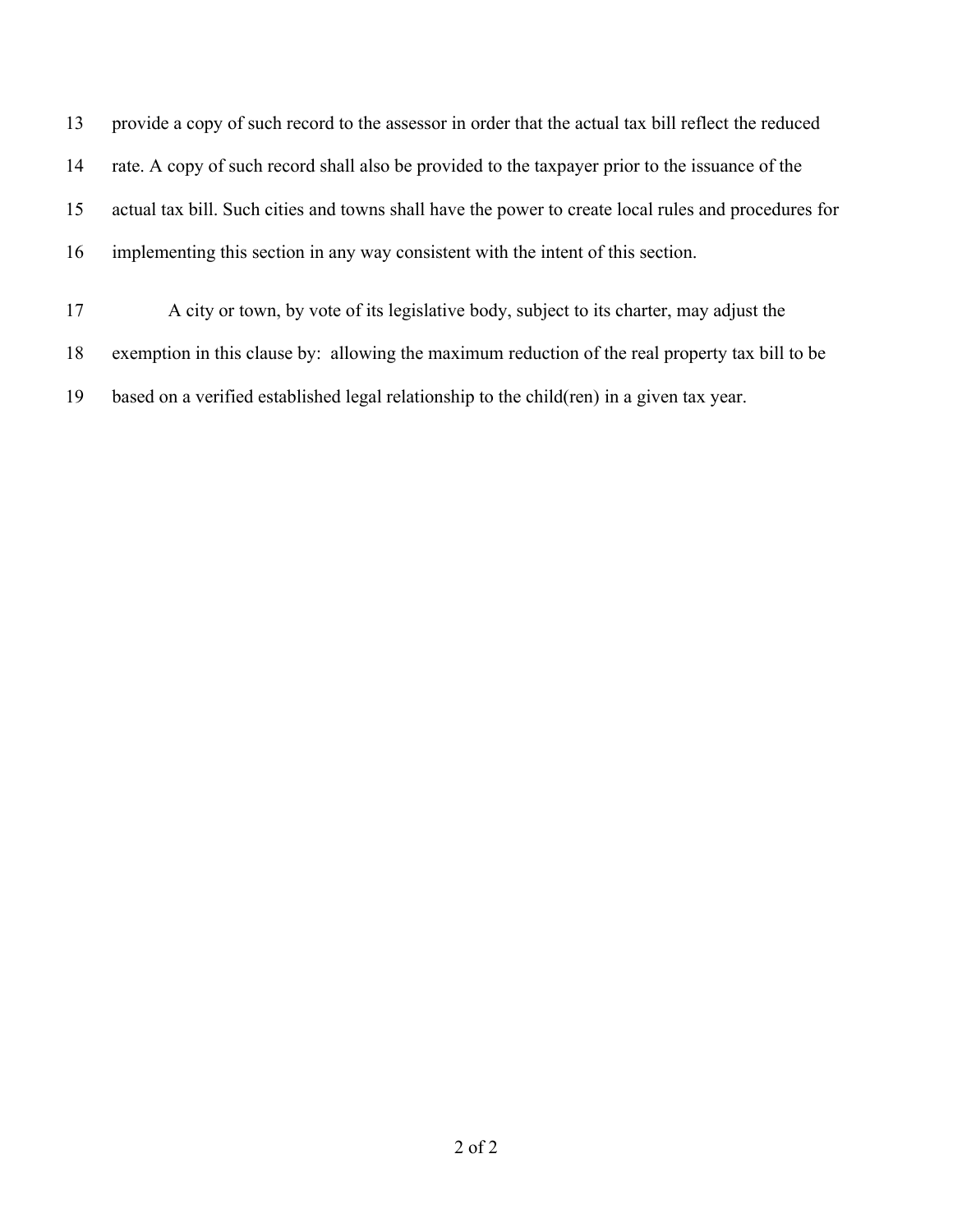provide a copy of such record to the assessor in order that the actual tax bill reflect the reduced rate. A copy of such record shall also be provided to the taxpayer prior to the issuance of the actual tax bill. Such cities and towns shall have the power to create local rules and procedures for implementing this section in any way consistent with the intent of this section.

A city or town, by vote of its legislative body, subject to its charter, may adjust the exemption in this clause by: allowing the maximum reduction of the real property tax bill to be based on a verified established legal relationship to the child(ren) in a given tax year.